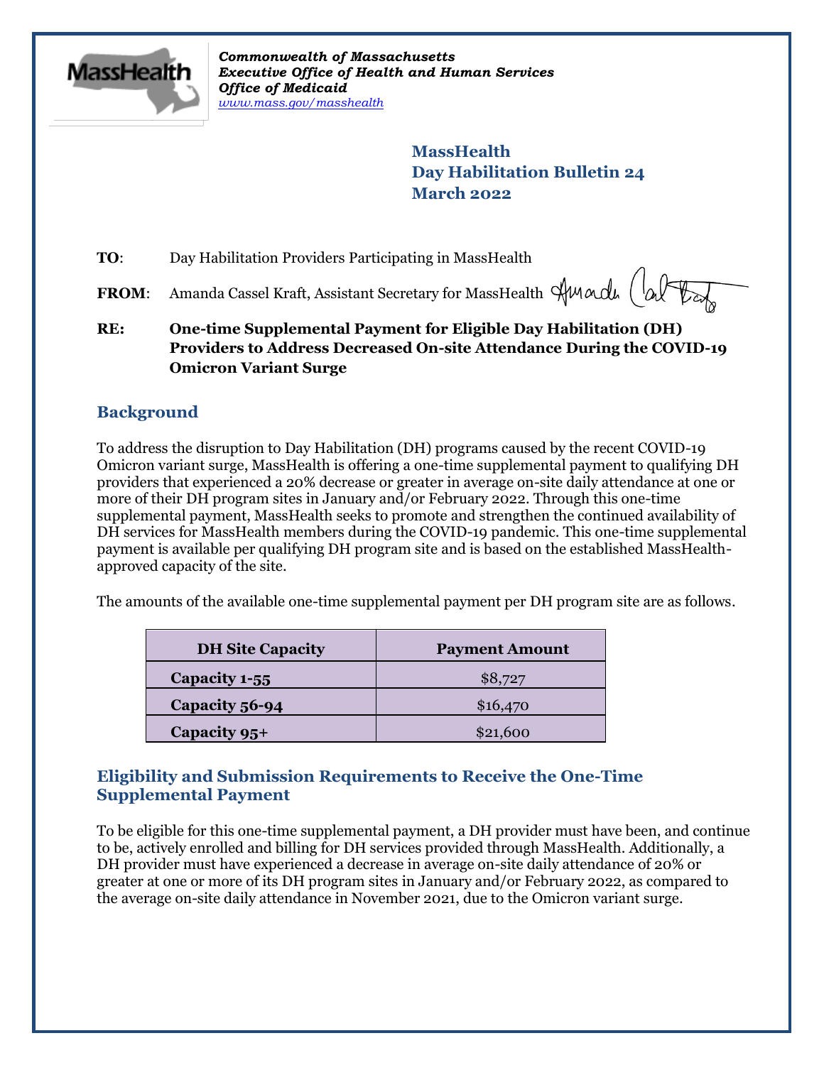*Commonwealth of Massachusetts*
*Executive Office of Health and Human Services*
*Office of Medicaid*
*www.mass.gov/masshealth*

**MassHealth**
**Day Habilitation Bulletin 24**
**March 2022**

**TO**: Day Habilitation Providers Participating in MassHealth

**FROM**: Amanda Cassel Kraft, Assistant Secretary for MassHealth

**RE: One-time Supplemental Payment for Eligible Day Habilitation (DH) Providers to Address Decreased On-site Attendance During the COVID-19 Omicron Variant Surge**

## Background

To address the disruption to Day Habilitation (DH) programs caused by the recent COVID-19 Omicron variant surge, MassHealth is offering a one-time supplemental payment to qualifying DH providers that experienced a 20% decrease or greater in average on-site daily attendance at one or more of their DH program sites in January and/or February 2022. Through this one-time supplemental payment, MassHealth seeks to promote and strengthen the continued availability of DH services for MassHealth members during the COVID-19 pandemic. This one-time supplemental payment is available per qualifying DH program site and is based on the established MassHealth-approved capacity of the site.

The amounts of the available one-time supplemental payment per DH program site are as follows.

| DH Site Capacity | Payment Amount |
| --- | --- |
| **Capacity 1-55** | $8,727 |
| **Capacity 56-94** | $16,470 |
| **Capacity 95+** | $21,600 |

## Eligibility and Submission Requirements to Receive the One-Time Supplemental Payment

To be eligible for this one-time supplemental payment, a DH provider must have been, and continue to be, actively enrolled and billing for DH services provided through MassHealth. Additionally, a DH provider must have experienced a decrease in average on-site daily attendance of 20% or greater at one or more of its DH program sites in January and/or February 2022, as compared to the average on-site daily attendance in November 2021, due to the Omicron variant surge.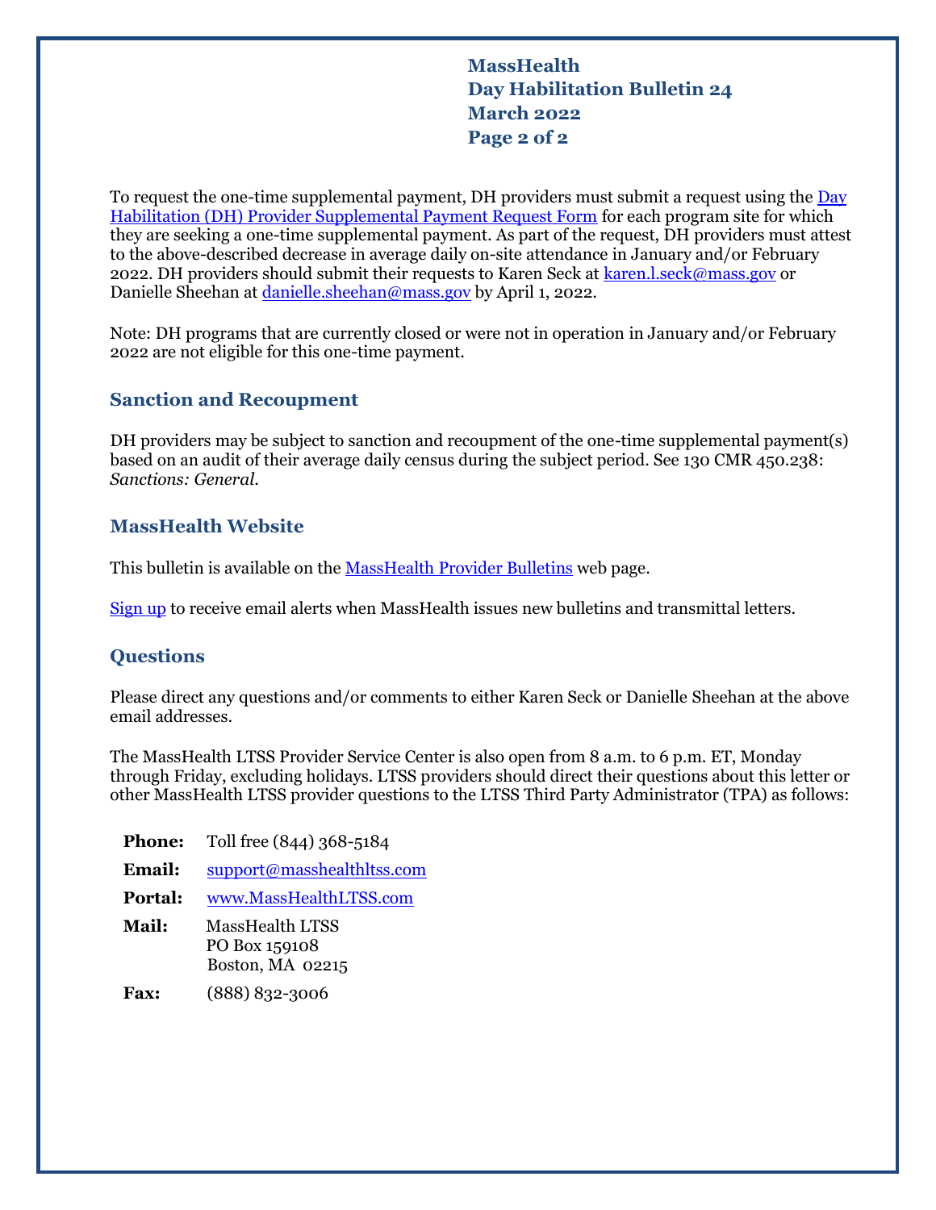To request the one-time supplemental payment, DH providers must submit a request using the [Day Habilitation (DH) Provider Supplemental Payment Request Form](#) for each program site for which they are seeking a one-time supplemental payment. As part of the request, DH providers must attest to the above-described decrease in average daily on-site attendance in January and/or February 2022. DH providers should submit their requests to Karen Seck at karen.l.seck@mass.gov or Danielle Sheehan at danielle.sheehan@mass.gov by April 1, 2022.

Note: DH programs that are currently closed or were not in operation in January and/or February 2022 are not eligible for this one-time payment.

## Sanction and Recoupment

DH providers may be subject to sanction and recoupment of the one-time supplemental payment(s) based on an audit of their average daily census during the subject period. See 130 CMR 450.238: *Sanctions: General*.

## MassHealth Website

This bulletin is available on the MassHealth Provider Bulletins web page.

Sign up to receive email alerts when MassHealth issues new bulletins and transmittal letters.

## Questions

Please direct any questions and/or comments to either Karen Seck or Danielle Sheehan at the above email addresses.

The MassHealth LTSS Provider Service Center is also open from 8 a.m. to 6 p.m. ET, Monday through Friday, excluding holidays. LTSS providers should direct their questions about this letter or other MassHealth LTSS provider questions to the LTSS Third Party Administrator (TPA) as follows:

| | |
|---|---|
| **Phone:** | Toll free (844) 368-5184 |
| **Email:** | support@masshealthltss.com |
| **Portal:** | www.MassHealthLTSS.com |
| **Mail:** | MassHealth LTSS<br>PO Box 159108<br>Boston, MA 02215 |
| **Fax:** | (888) 832-3006 |